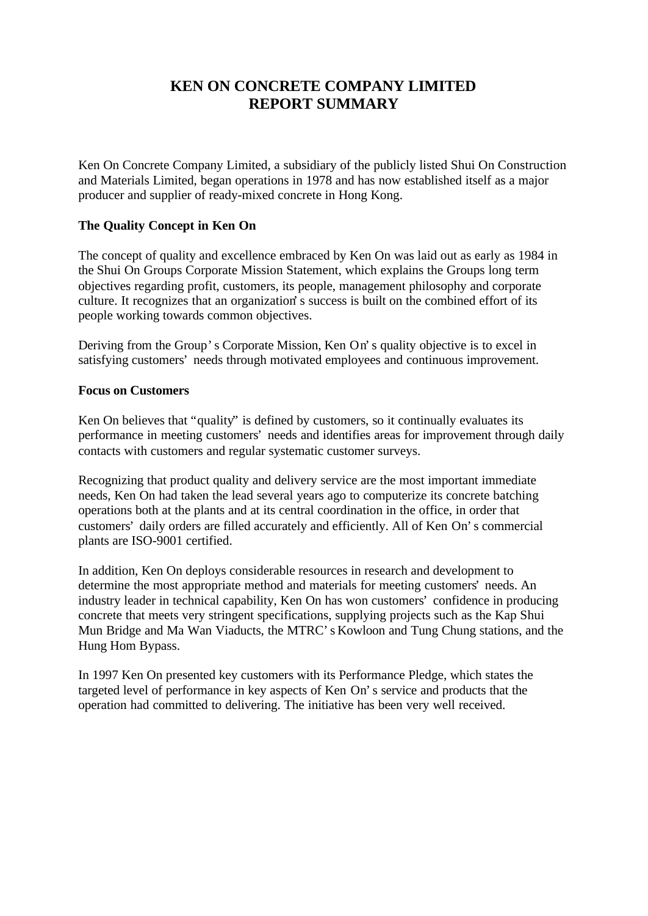# KEN ON CONCRETE COMPANY LIMITED
# REPORT SUMMARY

Ken On Concrete Company Limited, a subsidiary of the publicly listed Shui On Construction and Materials Limited, began operations in 1978 and has now established itself as a major producer and supplier of ready-mixed concrete in Hong Kong.

**The Quality Concept in Ken On**

The concept of quality and excellence embraced by Ken On was laid out as early as 1984 in the Shui On Groups Corporate Mission Statement, which explains the Groups long term objectives regarding profit, customers, its people, management philosophy and corporate culture. It recognizes that an organization's success is built on the combined effort of its people working towards common objectives.

Deriving from the Group's Corporate Mission, Ken On's quality objective is to excel in satisfying customers' needs through motivated employees and continuous improvement.

**Focus on Customers**

Ken On believes that "quality" is defined by customers, so it continually evaluates its performance in meeting customers' needs and identifies areas for improvement through daily contacts with customers and regular systematic customer surveys.

Recognizing that product quality and delivery service are the most important immediate needs, Ken On had taken the lead several years ago to computerize its concrete batching operations both at the plants and at its central coordination in the office, in order that customers' daily orders are filled accurately and efficiently. All of Ken On's commercial plants are ISO-9001 certified.

In addition, Ken On deploys considerable resources in research and development to determine the most appropriate method and materials for meeting customers' needs. An industry leader in technical capability, Ken On has won customers' confidence in producing concrete that meets very stringent specifications, supplying projects such as the Kap Shui Mun Bridge and Ma Wan Viaducts, the MTRC's Kowloon and Tung Chung stations, and the Hung Hom Bypass.

In 1997 Ken On presented key customers with its Performance Pledge, which states the targeted level of performance in key aspects of Ken On's service and products that the operation had committed to delivering. The initiative has been very well received.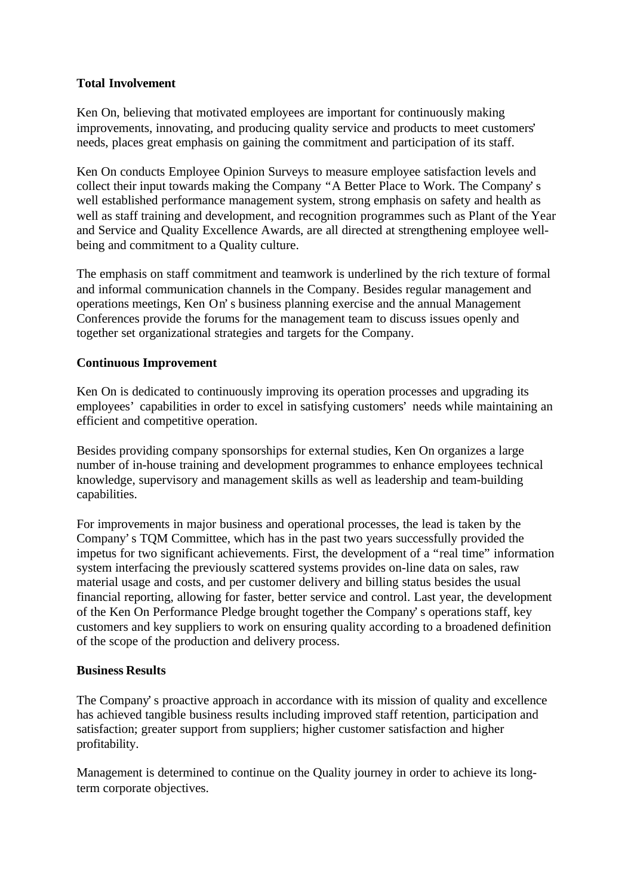**Total Involvement**

Ken On, believing that motivated employees are important for continuously making improvements, innovating, and producing quality service and products to meet customers' needs, places great emphasis on gaining the commitment and participation of its staff.

Ken On conducts Employee Opinion Surveys to measure employee satisfaction levels and collect their input towards making the Company "A Better Place to Work. The Company's well established performance management system, strong emphasis on safety and health as well as staff training and development, and recognition programmes such as Plant of the Year and Service and Quality Excellence Awards, are all directed at strengthening employee well-being and commitment to a Quality culture.

The emphasis on staff commitment and teamwork is underlined by the rich texture of formal and informal communication channels in the Company. Besides regular management and operations meetings, Ken On's business planning exercise and the annual Management Conferences provide the forums for the management team to discuss issues openly and together set organizational strategies and targets for the Company.

**Continuous Improvement**

Ken On is dedicated to continuously improving its operation processes and upgrading its employees' capabilities in order to excel in satisfying customers' needs while maintaining an efficient and competitive operation.

Besides providing company sponsorships for external studies, Ken On organizes a large number of in-house training and development programmes to enhance employees technical knowledge, supervisory and management skills as well as leadership and team-building capabilities.

For improvements in major business and operational processes, the lead is taken by the Company's TQM Committee, which has in the past two years successfully provided the impetus for two significant achievements. First, the development of a "real time" information system interfacing the previously scattered systems provides on-line data on sales, raw material usage and costs, and per customer delivery and billing status besides the usual financial reporting, allowing for faster, better service and control. Last year, the development of the Ken On Performance Pledge brought together the Company's operations staff, key customers and key suppliers to work on ensuring quality according to a broadened definition of the scope of the production and delivery process.

**Business Results**

The Company's proactive approach in accordance with its mission of quality and excellence has achieved tangible business results including improved staff retention, participation and satisfaction; greater support from suppliers; higher customer satisfaction and higher profitability.

Management is determined to continue on the Quality journey in order to achieve its long-term corporate objectives.